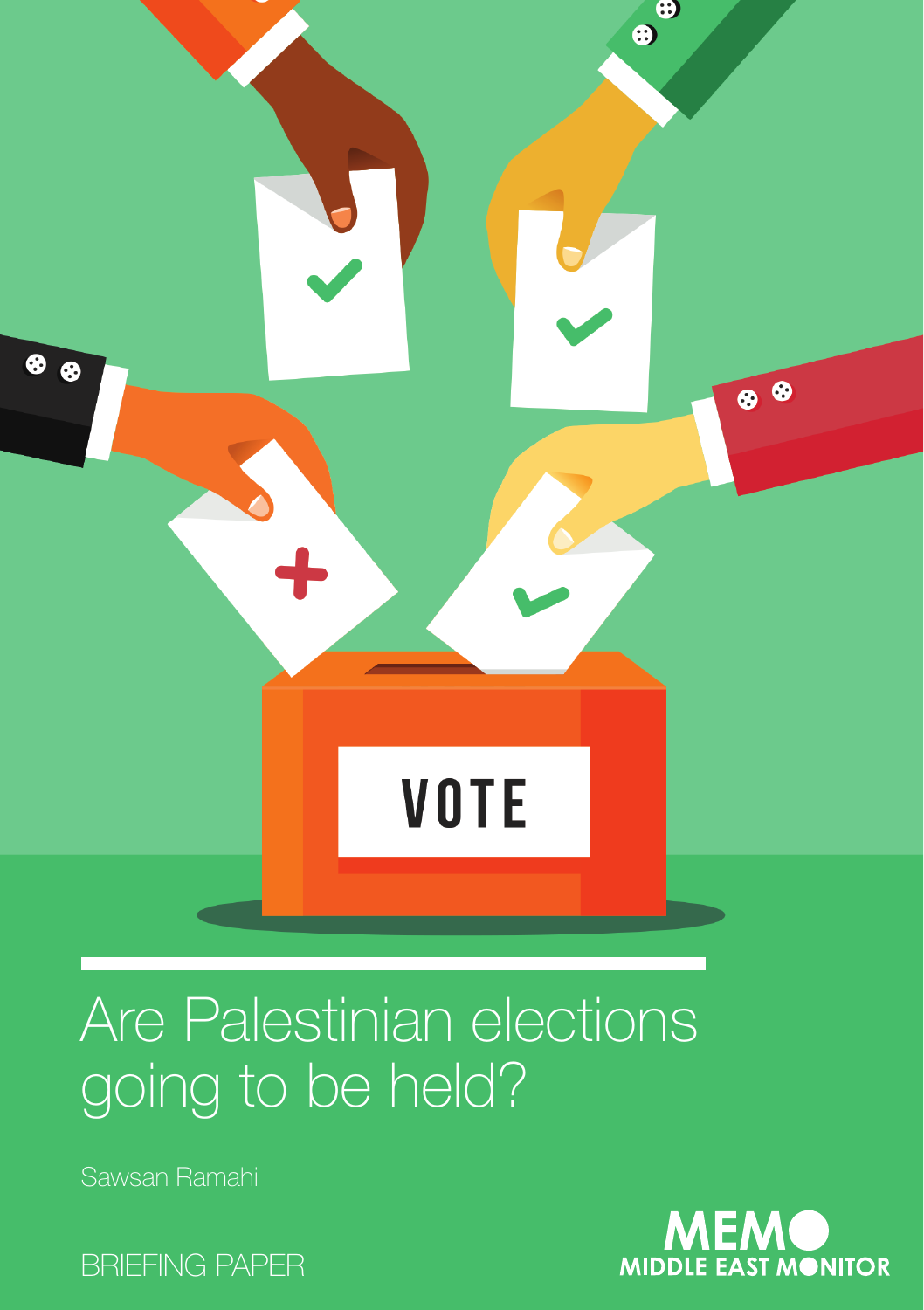# Are Palestinian elections going to be held?

Sawsan Ramahi

BRIEFING PAPER

MEMO MIDDLE EAST MONITOR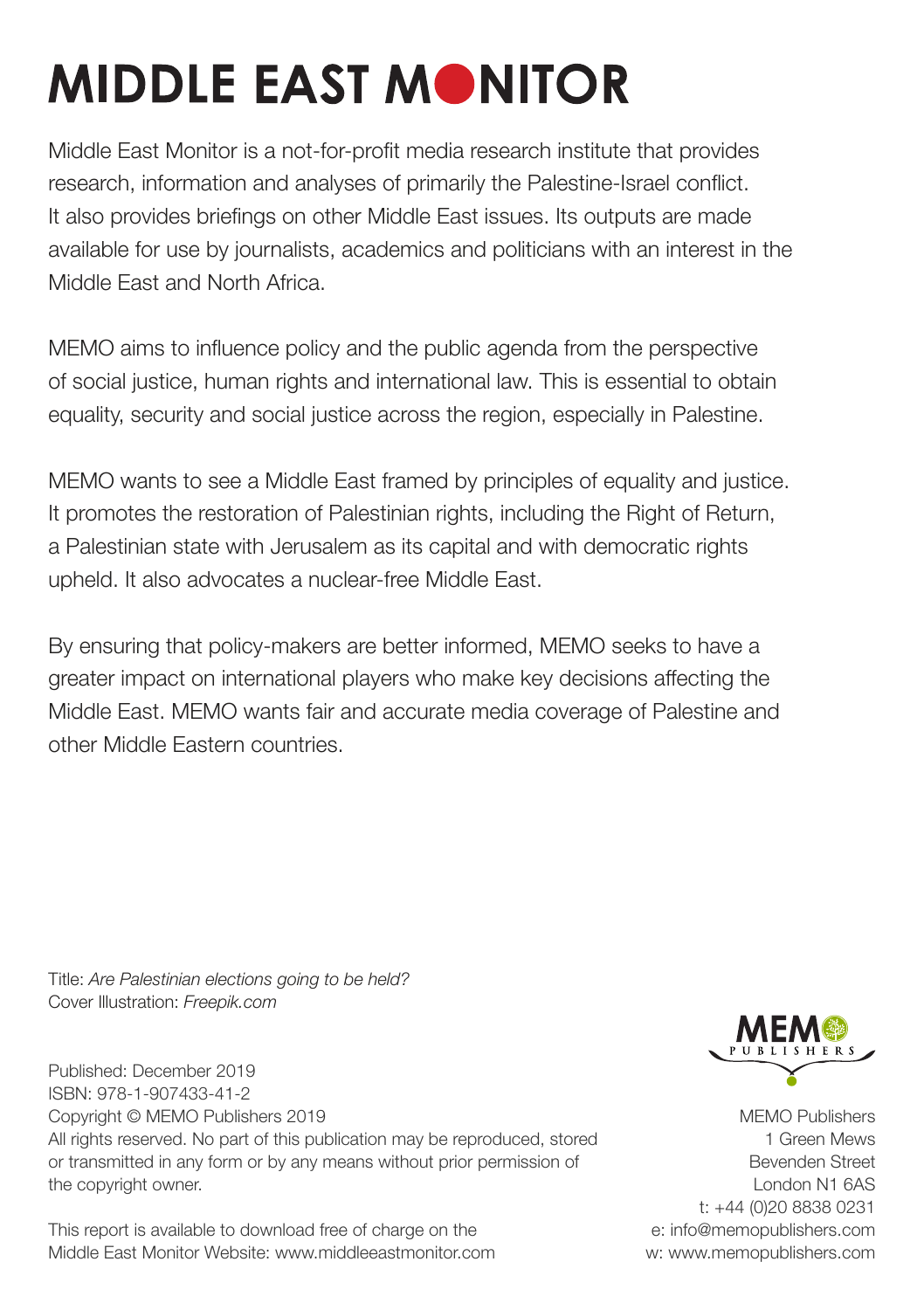# MIDDLE EAST MONITOR

Middle East Monitor is a not-for-profit media research institute that provides research, information and analyses of primarily the Palestine-Israel conflict. It also provides briefings on other Middle East issues. Its outputs are made available for use by journalists, academics and politicians with an interest in the Middle East and North Africa.

MEMO aims to influence policy and the public agenda from the perspective of social justice, human rights and international law. This is essential to obtain equality, security and social justice across the region, especially in Palestine.

MEMO wants to see a Middle East framed by principles of equality and justice. It promotes the restoration of Palestinian rights, including the Right of Return, a Palestinian state with Jerusalem as its capital and with democratic rights upheld. It also advocates a nuclear-free Middle East.

By ensuring that policy-makers are better informed, MEMO seeks to have a greater impact on international players who make key decisions affecting the Middle East. MEMO wants fair and accurate media coverage of Palestine and other Middle Eastern countries.

Title: *Are Palestinian elections going to be held?*
Cover Illustration: *Freepik.com*

Published: December 2019
ISBN: 978-1-907433-41-2
Copyright © MEMO Publishers 2019
All rights reserved. No part of this publication may be reproduced, stored or transmitted in any form or by any means without prior permission of the copyright owner.

This report is available to download free of charge on the Middle East Monitor Website: www.middleeastmonitor.com

MEMO PUBLISHERS

MEMO Publishers
1 Green Mews
Bevenden Street
London N1 6AS
t: +44 (0)20 8838 0231
e: info@memopublishers.com
w: www.memopublishers.com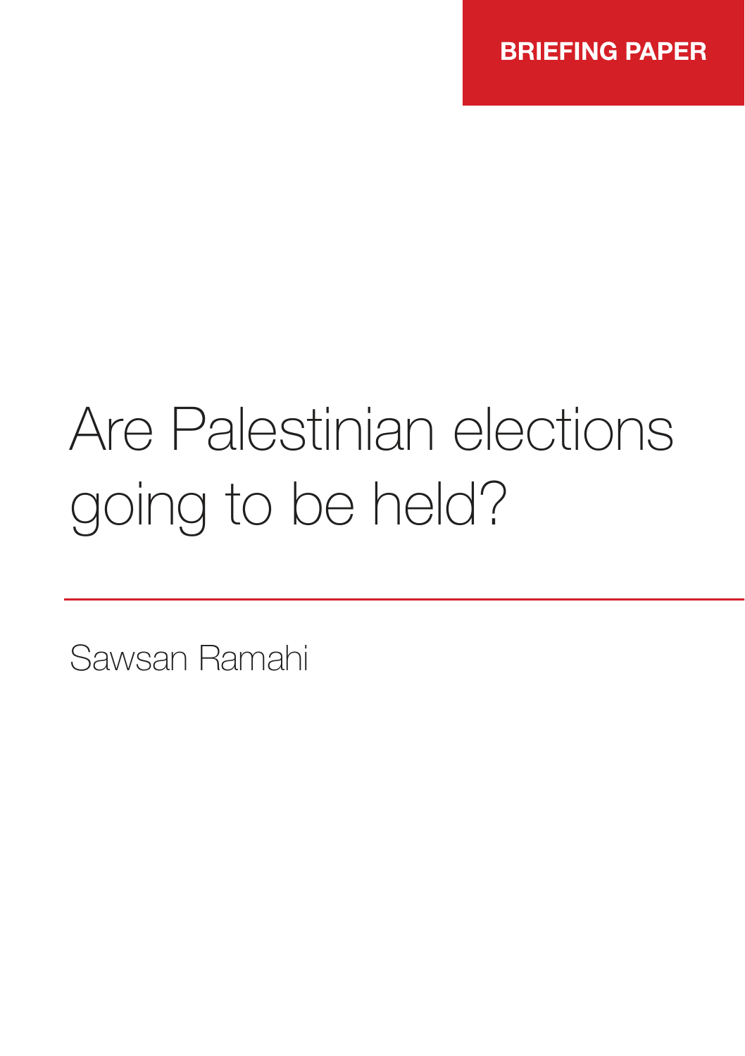BRIEFING PAPER

# Are Palestinian elections going to be held?

Sawsan Ramahi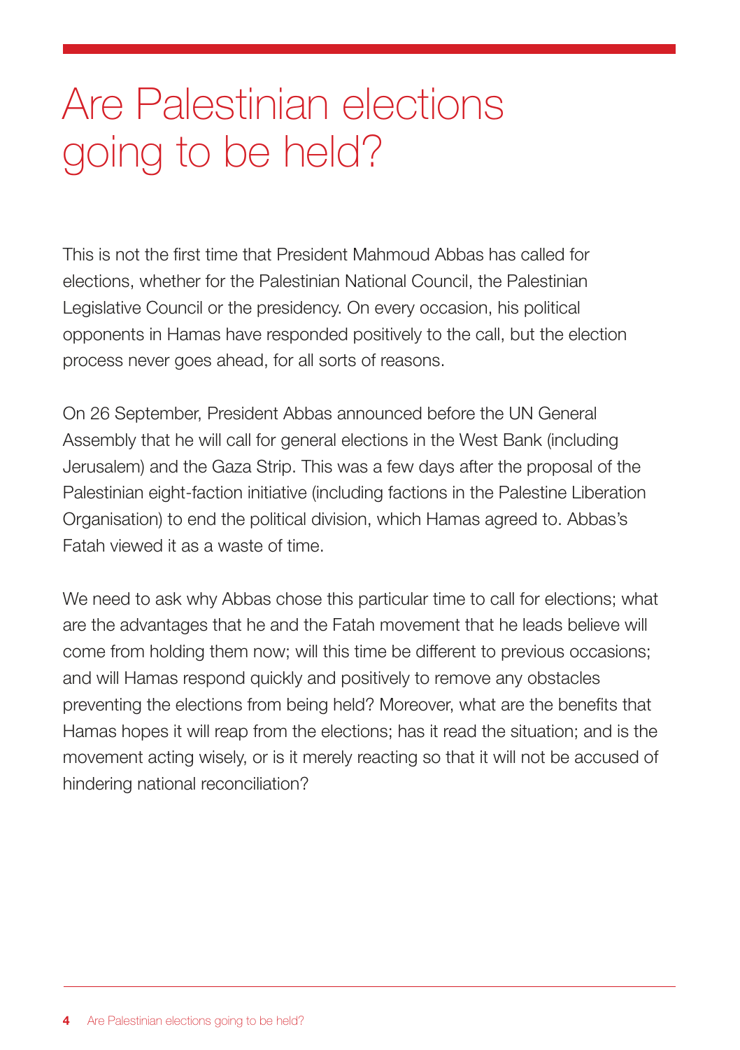# Are Palestinian elections going to be held?

This is not the first time that President Mahmoud Abbas has called for elections, whether for the Palestinian National Council, the Palestinian Legislative Council or the presidency. On every occasion, his political opponents in Hamas have responded positively to the call, but the election process never goes ahead, for all sorts of reasons.

On 26 September, President Abbas announced before the UN General Assembly that he will call for general elections in the West Bank (including Jerusalem) and the Gaza Strip. This was a few days after the proposal of the Palestinian eight-faction initiative (including factions in the Palestine Liberation Organisation) to end the political division, which Hamas agreed to. Abbas's Fatah viewed it as a waste of time.

We need to ask why Abbas chose this particular time to call for elections; what are the advantages that he and the Fatah movement that he leads believe will come from holding them now; will this time be different to previous occasions; and will Hamas respond quickly and positively to remove any obstacles preventing the elections from being held? Moreover, what are the benefits that Hamas hopes it will reap from the elections; has it read the situation; and is the movement acting wisely, or is it merely reacting so that it will not be accused of hindering national reconciliation?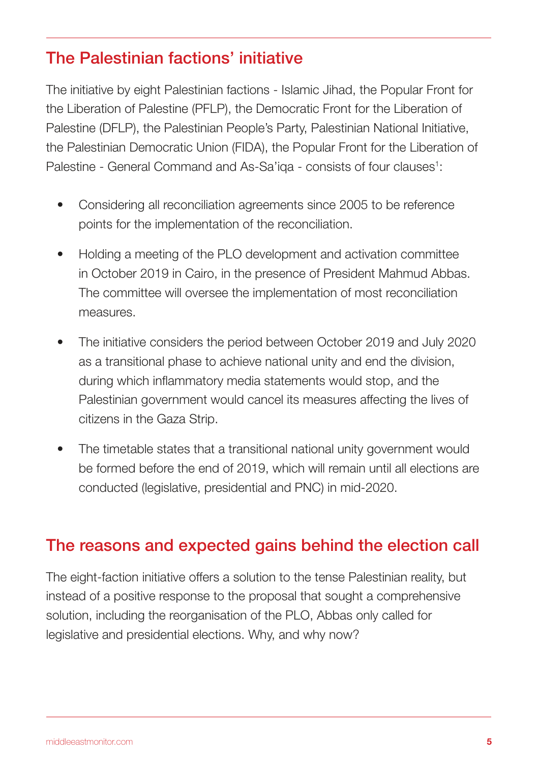## The Palestinian factions' initiative

The initiative by eight Palestinian factions - Islamic Jihad, the Popular Front for the Liberation of Palestine (PFLP), the Democratic Front for the Liberation of Palestine (DFLP), the Palestinian People's Party, Palestinian National Initiative, the Palestinian Democratic Union (FIDA), the Popular Front for the Liberation of Palestine - General Command and As-Sa'iqa - consists of four clauses[1]:

- Considering all reconciliation agreements since 2005 to be reference points for the implementation of the reconciliation.
- Holding a meeting of the PLO development and activation committee in October 2019 in Cairo, in the presence of President Mahmud Abbas. The committee will oversee the implementation of most reconciliation measures.
- The initiative considers the period between October 2019 and July 2020 as a transitional phase to achieve national unity and end the division, during which inflammatory media statements would stop, and the Palestinian government would cancel its measures affecting the lives of citizens in the Gaza Strip.
- The timetable states that a transitional national unity government would be formed before the end of 2019, which will remain until all elections are conducted (legislative, presidential and PNC) in mid-2020.

## The reasons and expected gains behind the election call

The eight-faction initiative offers a solution to the tense Palestinian reality, but instead of a positive response to the proposal that sought a comprehensive solution, including the reorganisation of the PLO, Abbas only called for legislative and presidential elections. Why, and why now?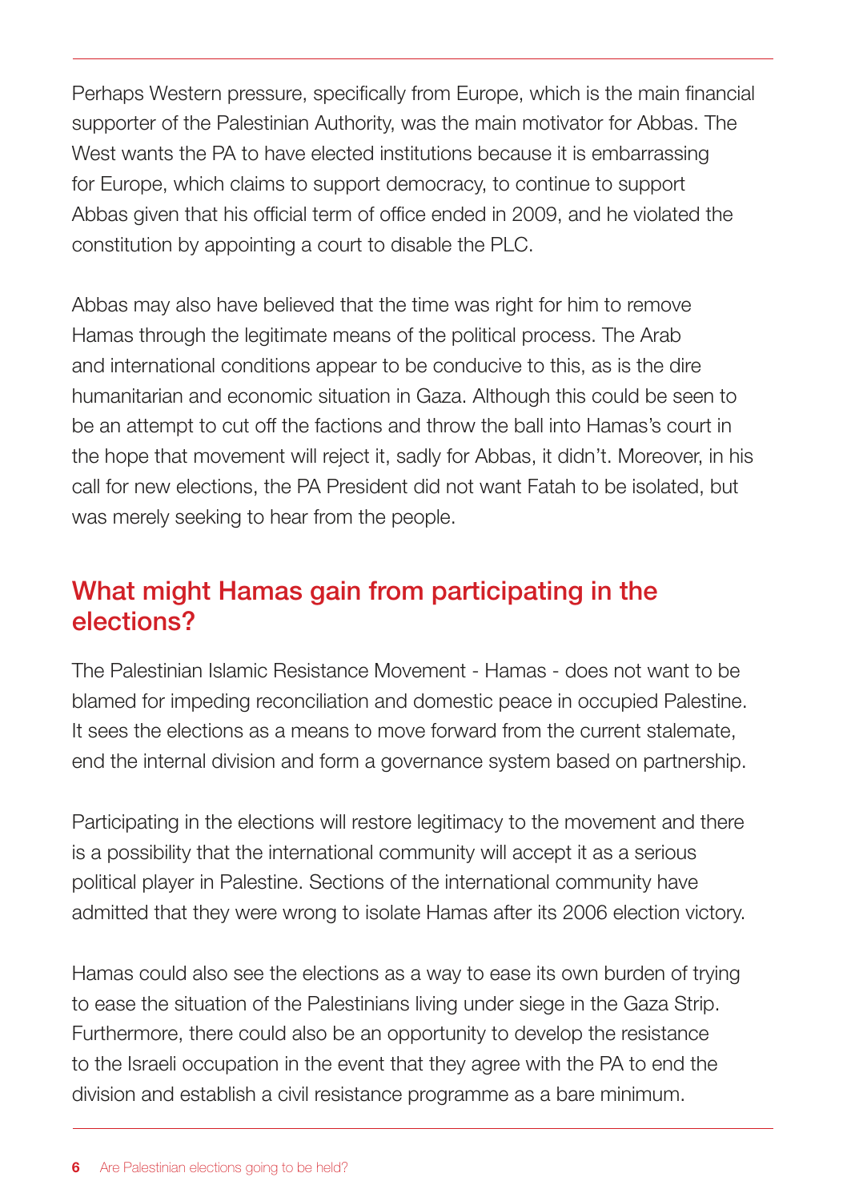Perhaps Western pressure, specifically from Europe, which is the main financial supporter of the Palestinian Authority, was the main motivator for Abbas. The West wants the PA to have elected institutions because it is embarrassing for Europe, which claims to support democracy, to continue to support Abbas given that his official term of office ended in 2009, and he violated the constitution by appointing a court to disable the PLC.

Abbas may also have believed that the time was right for him to remove Hamas through the legitimate means of the political process. The Arab and international conditions appear to be conducive to this, as is the dire humanitarian and economic situation in Gaza. Although this could be seen to be an attempt to cut off the factions and throw the ball into Hamas's court in the hope that movement will reject it, sadly for Abbas, it didn't. Moreover, in his call for new elections, the PA President did not want Fatah to be isolated, but was merely seeking to hear from the people.

## What might Hamas gain from participating in the elections?

The Palestinian Islamic Resistance Movement - Hamas - does not want to be blamed for impeding reconciliation and domestic peace in occupied Palestine. It sees the elections as a means to move forward from the current stalemate, end the internal division and form a governance system based on partnership.

Participating in the elections will restore legitimacy to the movement and there is a possibility that the international community will accept it as a serious political player in Palestine. Sections of the international community have admitted that they were wrong to isolate Hamas after its 2006 election victory.

Hamas could also see the elections as a way to ease its own burden of trying to ease the situation of the Palestinians living under siege in the Gaza Strip. Furthermore, there could also be an opportunity to develop the resistance to the Israeli occupation in the event that they agree with the PA to end the division and establish a civil resistance programme as a bare minimum.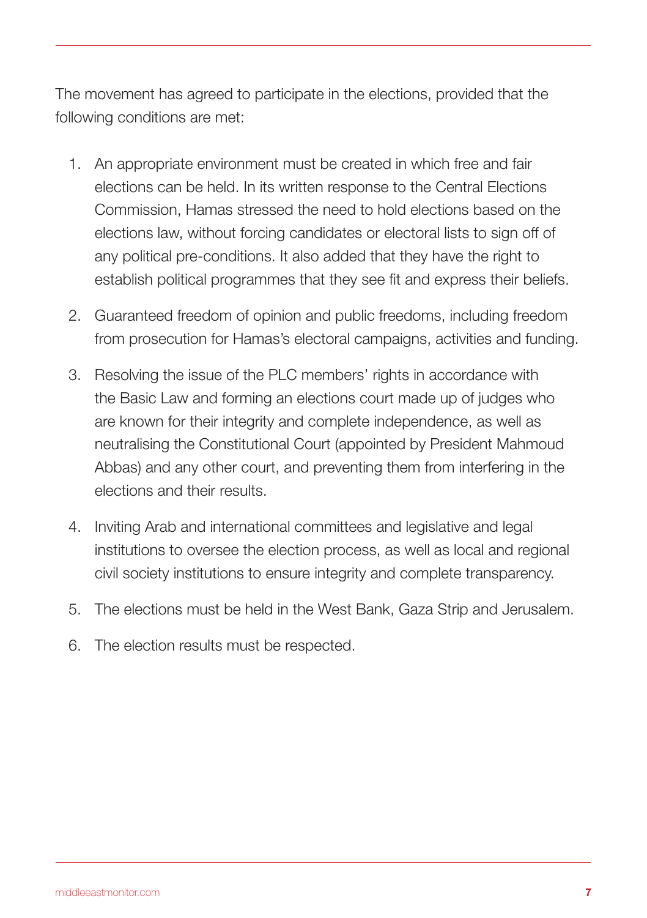The movement has agreed to participate in the elections, provided that the following conditions are met:

1. An appropriate environment must be created in which free and fair elections can be held. In its written response to the Central Elections Commission, Hamas stressed the need to hold elections based on the elections law, without forcing candidates or electoral lists to sign off of any political pre-conditions. It also added that they have the right to establish political programmes that they see fit and express their beliefs.

2. Guaranteed freedom of opinion and public freedoms, including freedom from prosecution for Hamas's electoral campaigns, activities and funding.

3. Resolving the issue of the PLC members' rights in accordance with the Basic Law and forming an elections court made up of judges who are known for their integrity and complete independence, as well as neutralising the Constitutional Court (appointed by President Mahmoud Abbas) and any other court, and preventing them from interfering in the elections and their results.

4. Inviting Arab and international committees and legislative and legal institutions to oversee the election process, as well as local and regional civil society institutions to ensure integrity and complete transparency.

5. The elections must be held in the West Bank, Gaza Strip and Jerusalem.

6. The election results must be respected.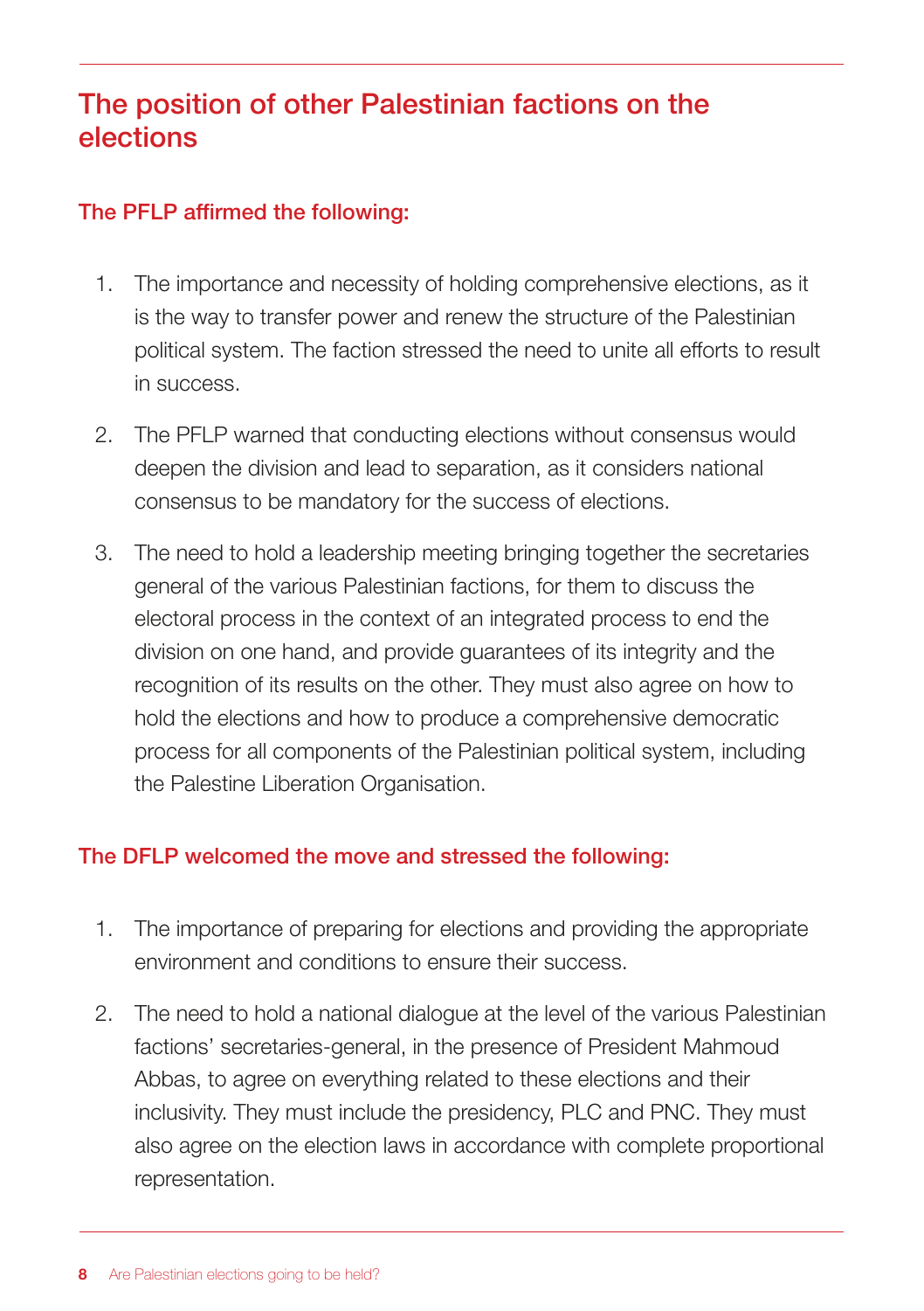## The position of other Palestinian factions on the elections

### The PFLP affirmed the following:

1. The importance and necessity of holding comprehensive elections, as it is the way to transfer power and renew the structure of the Palestinian political system. The faction stressed the need to unite all efforts to result in success.
2. The PFLP warned that conducting elections without consensus would deepen the division and lead to separation, as it considers national consensus to be mandatory for the success of elections.
3. The need to hold a leadership meeting bringing together the secretaries general of the various Palestinian factions, for them to discuss the electoral process in the context of an integrated process to end the division on one hand, and provide guarantees of its integrity and the recognition of its results on the other. They must also agree on how to hold the elections and how to produce a comprehensive democratic process for all components of the Palestinian political system, including the Palestine Liberation Organisation.

### The DFLP welcomed the move and stressed the following:

1. The importance of preparing for elections and providing the appropriate environment and conditions to ensure their success.
2. The need to hold a national dialogue at the level of the various Palestinian factions' secretaries-general, in the presence of President Mahmoud Abbas, to agree on everything related to these elections and their inclusivity. They must include the presidency, PLC and PNC. They must also agree on the election laws in accordance with complete proportional representation.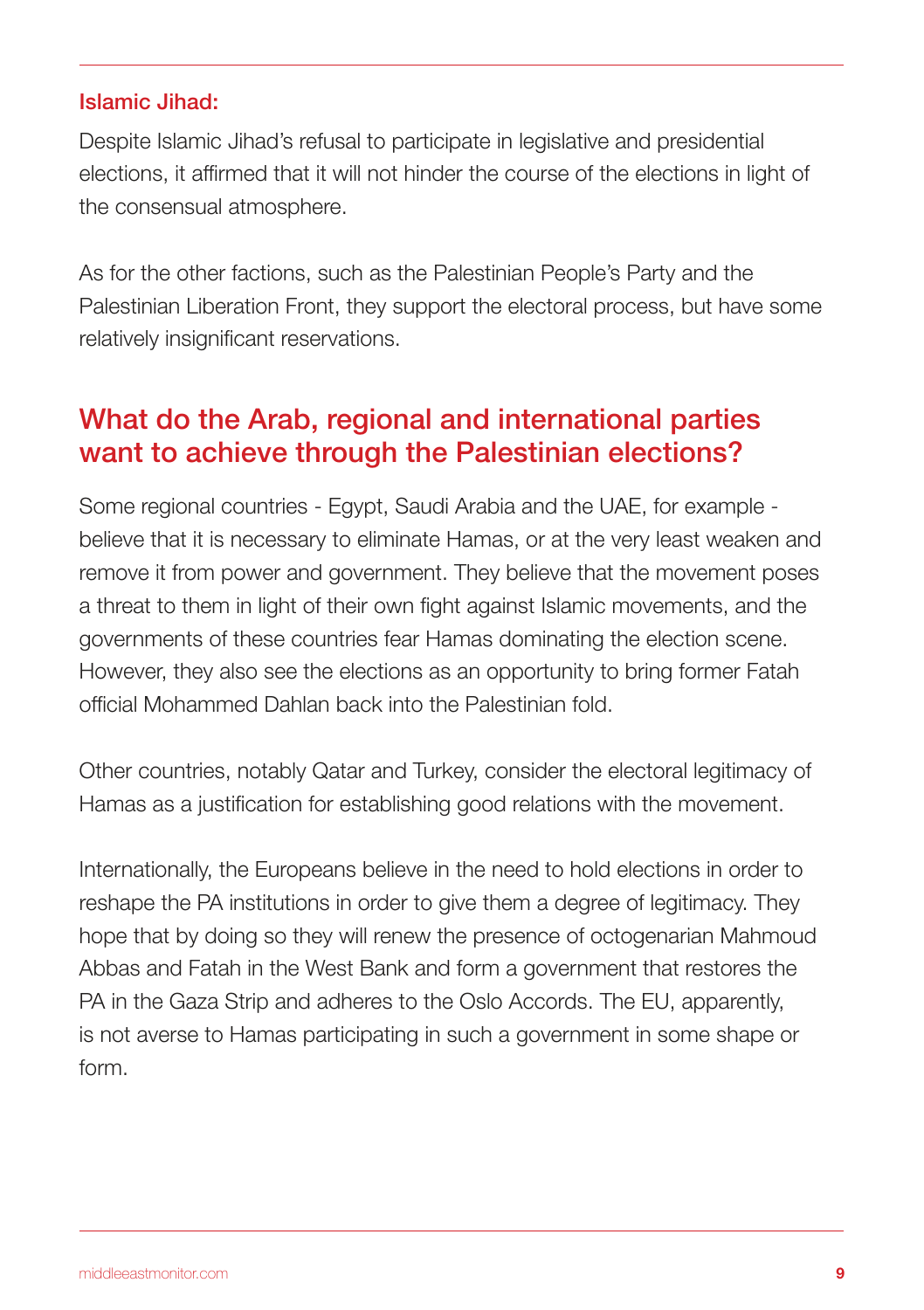### Islamic Jihad:

Despite Islamic Jihad's refusal to participate in legislative and presidential elections, it affirmed that it will not hinder the course of the elections in light of the consensual atmosphere.

As for the other factions, such as the Palestinian People's Party and the Palestinian Liberation Front, they support the electoral process, but have some relatively insignificant reservations.

## What do the Arab, regional and international parties want to achieve through the Palestinian elections?

Some regional countries - Egypt, Saudi Arabia and the UAE, for example - believe that it is necessary to eliminate Hamas, or at the very least weaken and remove it from power and government. They believe that the movement poses a threat to them in light of their own fight against Islamic movements, and the governments of these countries fear Hamas dominating the election scene. However, they also see the elections as an opportunity to bring former Fatah official Mohammed Dahlan back into the Palestinian fold.

Other countries, notably Qatar and Turkey, consider the electoral legitimacy of Hamas as a justification for establishing good relations with the movement.

Internationally, the Europeans believe in the need to hold elections in order to reshape the PA institutions in order to give them a degree of legitimacy. They hope that by doing so they will renew the presence of octogenarian Mahmoud Abbas and Fatah in the West Bank and form a government that restores the PA in the Gaza Strip and adheres to the Oslo Accords. The EU, apparently, is not averse to Hamas participating in such a government in some shape or form.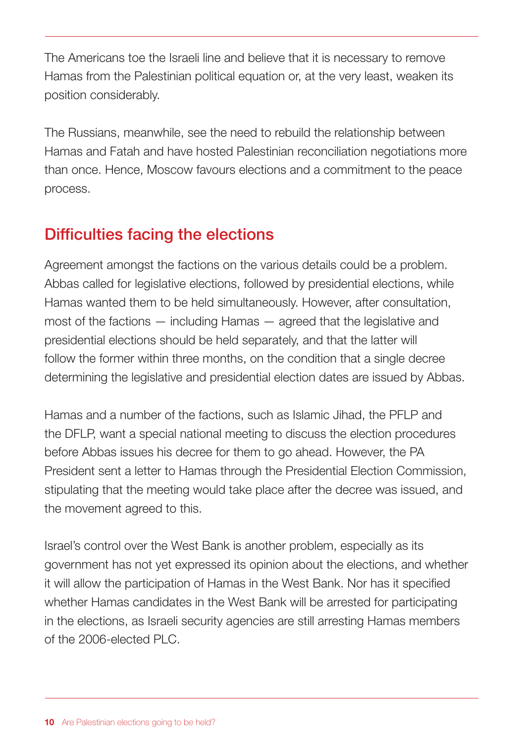The Americans toe the Israeli line and believe that it is necessary to remove Hamas from the Palestinian political equation or, at the very least, weaken its position considerably.

The Russians, meanwhile, see the need to rebuild the relationship between Hamas and Fatah and have hosted Palestinian reconciliation negotiations more than once. Hence, Moscow favours elections and a commitment to the peace process.

## Difficulties facing the elections

Agreement amongst the factions on the various details could be a problem. Abbas called for legislative elections, followed by presidential elections, while Hamas wanted them to be held simultaneously. However, after consultation, most of the factions — including Hamas — agreed that the legislative and presidential elections should be held separately, and that the latter will follow the former within three months, on the condition that a single decree determining the legislative and presidential election dates are issued by Abbas.

Hamas and a number of the factions, such as Islamic Jihad, the PFLP and the DFLP, want a special national meeting to discuss the election procedures before Abbas issues his decree for them to go ahead. However, the PA President sent a letter to Hamas through the Presidential Election Commission, stipulating that the meeting would take place after the decree was issued, and the movement agreed to this.

Israel's control over the West Bank is another problem, especially as its government has not yet expressed its opinion about the elections, and whether it will allow the participation of Hamas in the West Bank. Nor has it specified whether Hamas candidates in the West Bank will be arrested for participating in the elections, as Israeli security agencies are still arresting Hamas members of the 2006-elected PLC.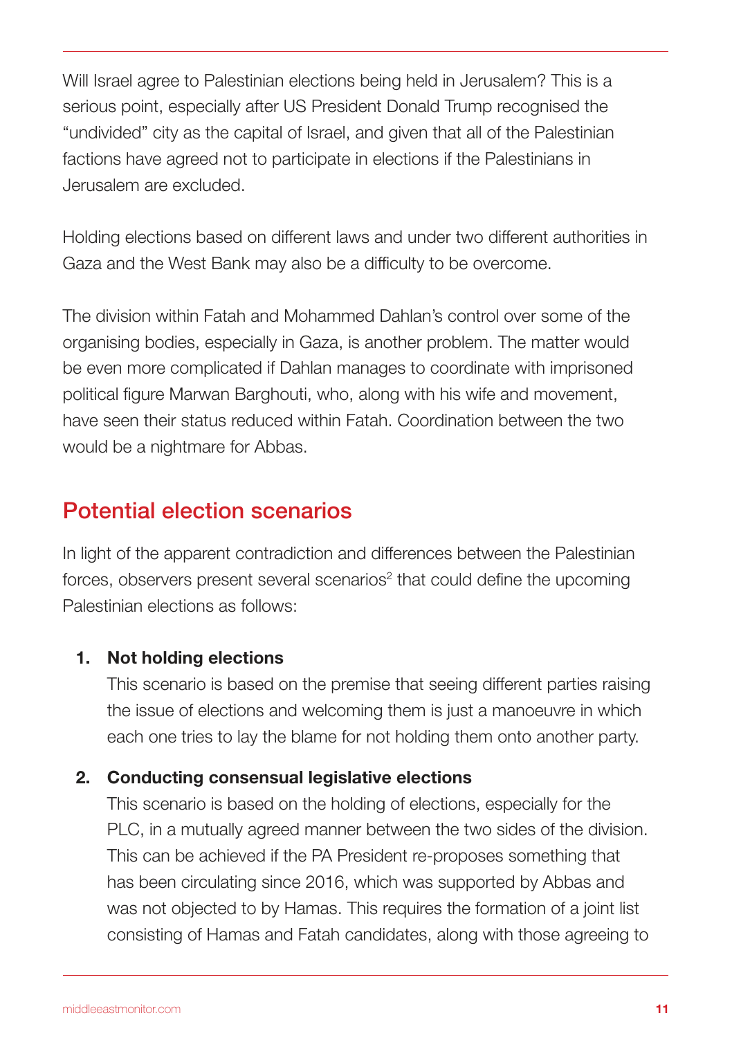Will Israel agree to Palestinian elections being held in Jerusalem? This is a serious point, especially after US President Donald Trump recognised the "undivided" city as the capital of Israel, and given that all of the Palestinian factions have agreed not to participate in elections if the Palestinians in Jerusalem are excluded.

Holding elections based on different laws and under two different authorities in Gaza and the West Bank may also be a difficulty to be overcome.

The division within Fatah and Mohammed Dahlan's control over some of the organising bodies, especially in Gaza, is another problem. The matter would be even more complicated if Dahlan manages to coordinate with imprisoned political figure Marwan Barghouti, who, along with his wife and movement, have seen their status reduced within Fatah. Coordination between the two would be a nightmare for Abbas.

## Potential election scenarios

In light of the apparent contradiction and differences between the Palestinian forces, observers present several scenarios[2] that could define the upcoming Palestinian elections as follows:

1. **Not holding elections**
   This scenario is based on the premise that seeing different parties raising the issue of elections and welcoming them is just a manoeuvre in which each one tries to lay the blame for not holding them onto another party.

2. **Conducting consensual legislative elections**
   This scenario is based on the holding of elections, especially for the PLC, in a mutually agreed manner between the two sides of the division. This can be achieved if the PA President re-proposes something that has been circulating since 2016, which was supported by Abbas and was not objected to by Hamas. This requires the formation of a joint list consisting of Hamas and Fatah candidates, along with those agreeing to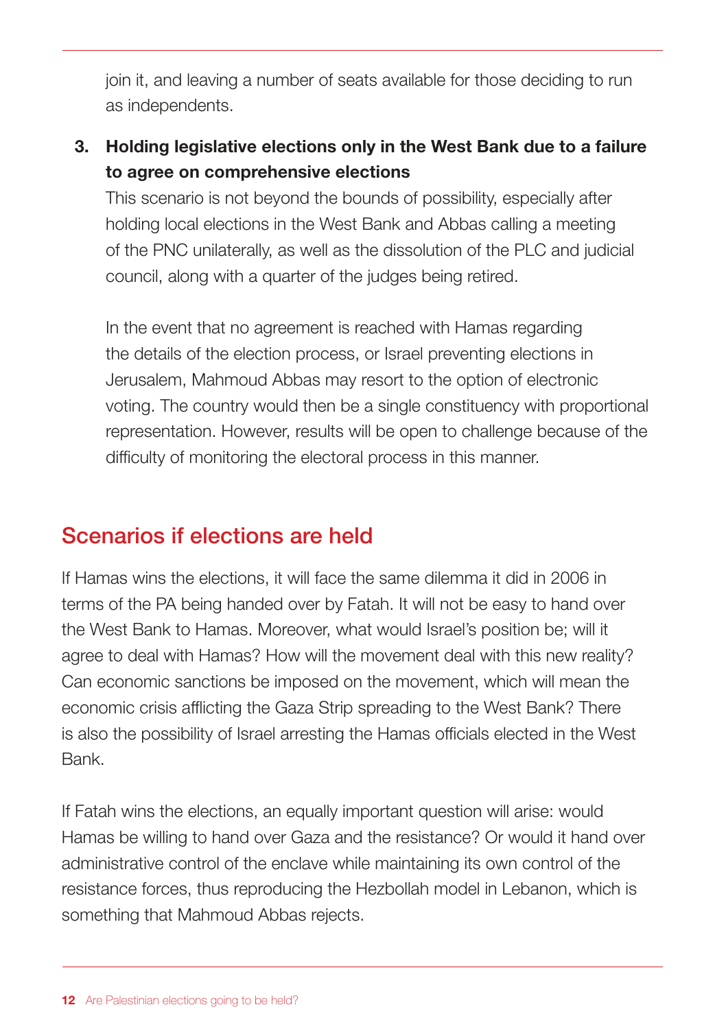join it, and leaving a number of seats available for those deciding to run as independents.

3. **Holding legislative elections only in the West Bank due to a failure to agree on comprehensive elections**

   This scenario is not beyond the bounds of possibility, especially after holding local elections in the West Bank and Abbas calling a meeting of the PNC unilaterally, as well as the dissolution of the PLC and judicial council, along with a quarter of the judges being retired.

   In the event that no agreement is reached with Hamas regarding the details of the election process, or Israel preventing elections in Jerusalem, Mahmoud Abbas may resort to the option of electronic voting. The country would then be a single constituency with proportional representation. However, results will be open to challenge because of the difficulty of monitoring the electoral process in this manner.

## Scenarios if elections are held

If Hamas wins the elections, it will face the same dilemma it did in 2006 in terms of the PA being handed over by Fatah. It will not be easy to hand over the West Bank to Hamas. Moreover, what would Israel's position be; will it agree to deal with Hamas? How will the movement deal with this new reality? Can economic sanctions be imposed on the movement, which will mean the economic crisis afflicting the Gaza Strip spreading to the West Bank? There is also the possibility of Israel arresting the Hamas officials elected in the West Bank.

If Fatah wins the elections, an equally important question will arise: would Hamas be willing to hand over Gaza and the resistance? Or would it hand over administrative control of the enclave while maintaining its own control of the resistance forces, thus reproducing the Hezbollah model in Lebanon, which is something that Mahmoud Abbas rejects.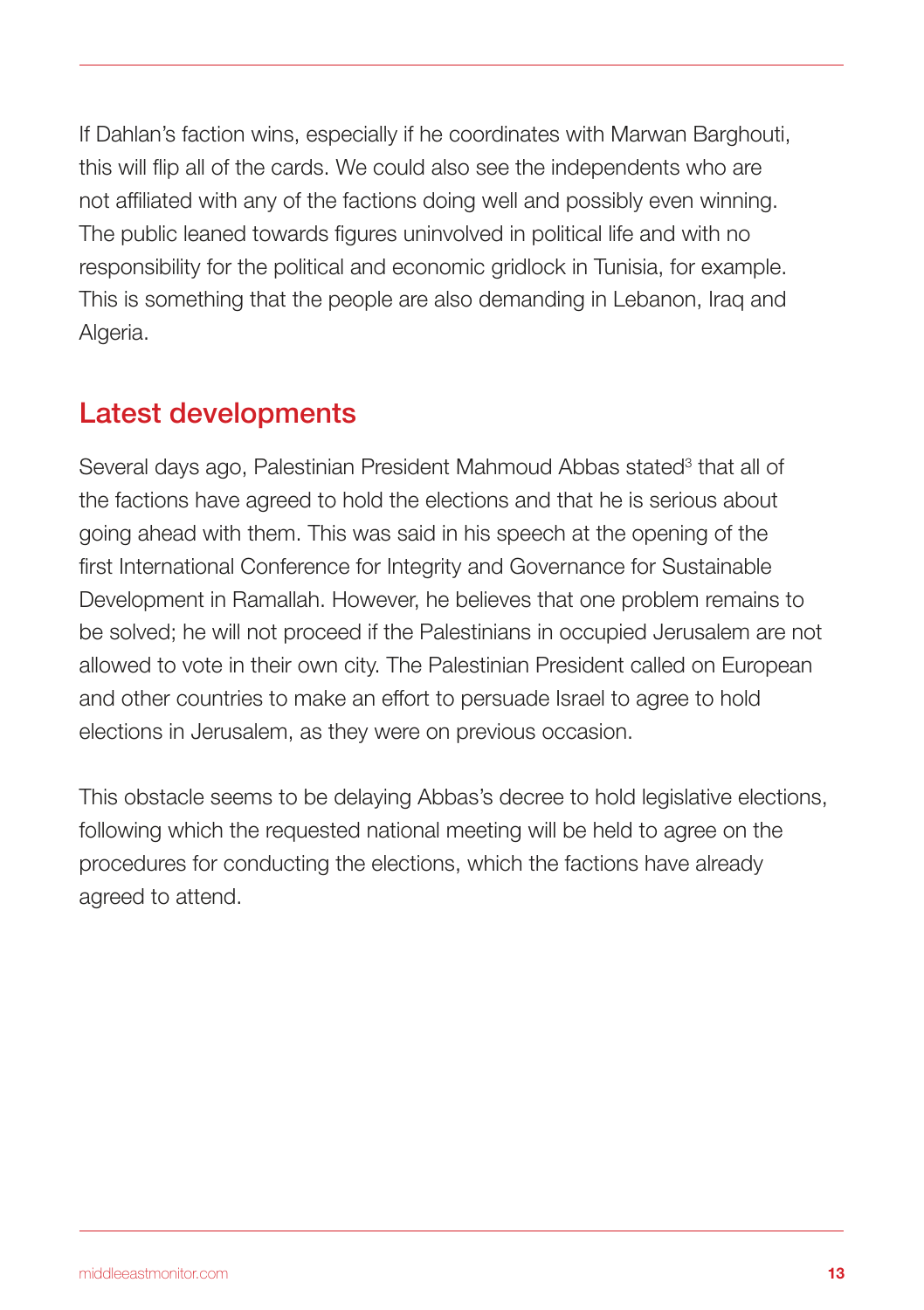If Dahlan's faction wins, especially if he coordinates with Marwan Barghouti, this will flip all of the cards. We could also see the independents who are not affiliated with any of the factions doing well and possibly even winning. The public leaned towards figures uninvolved in political life and with no responsibility for the political and economic gridlock in Tunisia, for example. This is something that the people are also demanding in Lebanon, Iraq and Algeria.

## Latest developments

Several days ago, Palestinian President Mahmoud Abbas stated[3] that all of the factions have agreed to hold the elections and that he is serious about going ahead with them. This was said in his speech at the opening of the first International Conference for Integrity and Governance for Sustainable Development in Ramallah. However, he believes that one problem remains to be solved; he will not proceed if the Palestinians in occupied Jerusalem are not allowed to vote in their own city. The Palestinian President called on European and other countries to make an effort to persuade Israel to agree to hold elections in Jerusalem, as they were on previous occasion.

This obstacle seems to be delaying Abbas's decree to hold legislative elections, following which the requested national meeting will be held to agree on the procedures for conducting the elections, which the factions have already agreed to attend.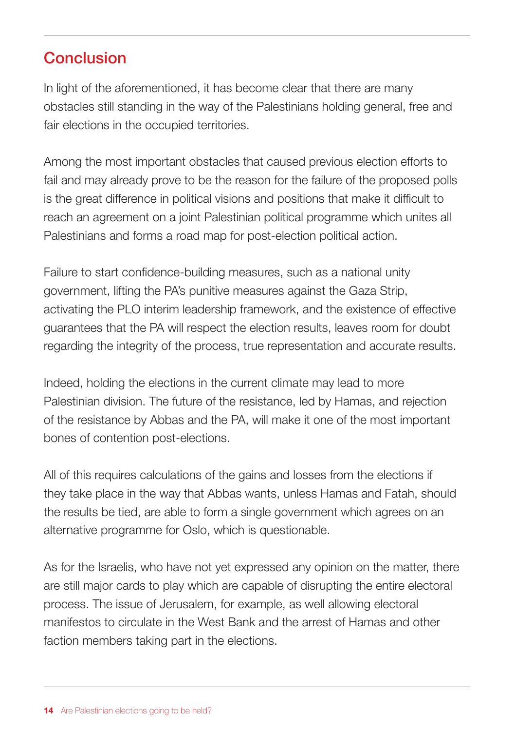## Conclusion

In light of the aforementioned, it has become clear that there are many obstacles still standing in the way of the Palestinians holding general, free and fair elections in the occupied territories.

Among the most important obstacles that caused previous election efforts to fail and may already prove to be the reason for the failure of the proposed polls is the great difference in political visions and positions that make it difficult to reach an agreement on a joint Palestinian political programme which unites all Palestinians and forms a road map for post-election political action.

Failure to start confidence-building measures, such as a national unity government, lifting the PA's punitive measures against the Gaza Strip, activating the PLO interim leadership framework, and the existence of effective guarantees that the PA will respect the election results, leaves room for doubt regarding the integrity of the process, true representation and accurate results.

Indeed, holding the elections in the current climate may lead to more Palestinian division. The future of the resistance, led by Hamas, and rejection of the resistance by Abbas and the PA, will make it one of the most important bones of contention post-elections.

All of this requires calculations of the gains and losses from the elections if they take place in the way that Abbas wants, unless Hamas and Fatah, should the results be tied, are able to form a single government which agrees on an alternative programme for Oslo, which is questionable.

As for the Israelis, who have not yet expressed any opinion on the matter, there are still major cards to play which are capable of disrupting the entire electoral process. The issue of Jerusalem, for example, as well allowing electoral manifestos to circulate in the West Bank and the arrest of Hamas and other faction members taking part in the elections.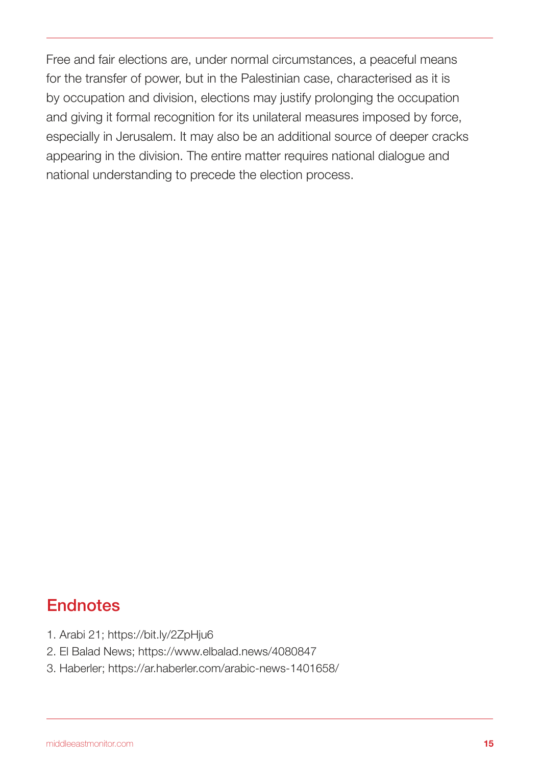Free and fair elections are, under normal circumstances, a peaceful means for the transfer of power, but in the Palestinian case, characterised as it is by occupation and division, elections may justify prolonging the occupation and giving it formal recognition for its unilateral measures imposed by force, especially in Jerusalem. It may also be an additional source of deeper cracks appearing in the division. The entire matter requires national dialogue and national understanding to precede the election process.

## Endnotes

1. Arabi 21; https://bit.ly/2ZpHju6
2. El Balad News; https://www.elbalad.news/4080847
3. Haberler; https://ar.haberler.com/arabic-news-1401658/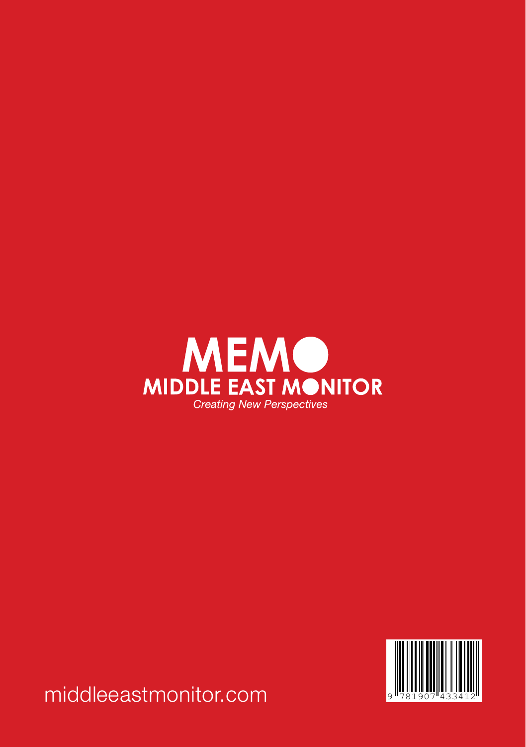**MEMO**

**MIDDLE EAST MONITOR**

*Creating New Perspectives*

middleeastmonitor.com

9 781907 433412